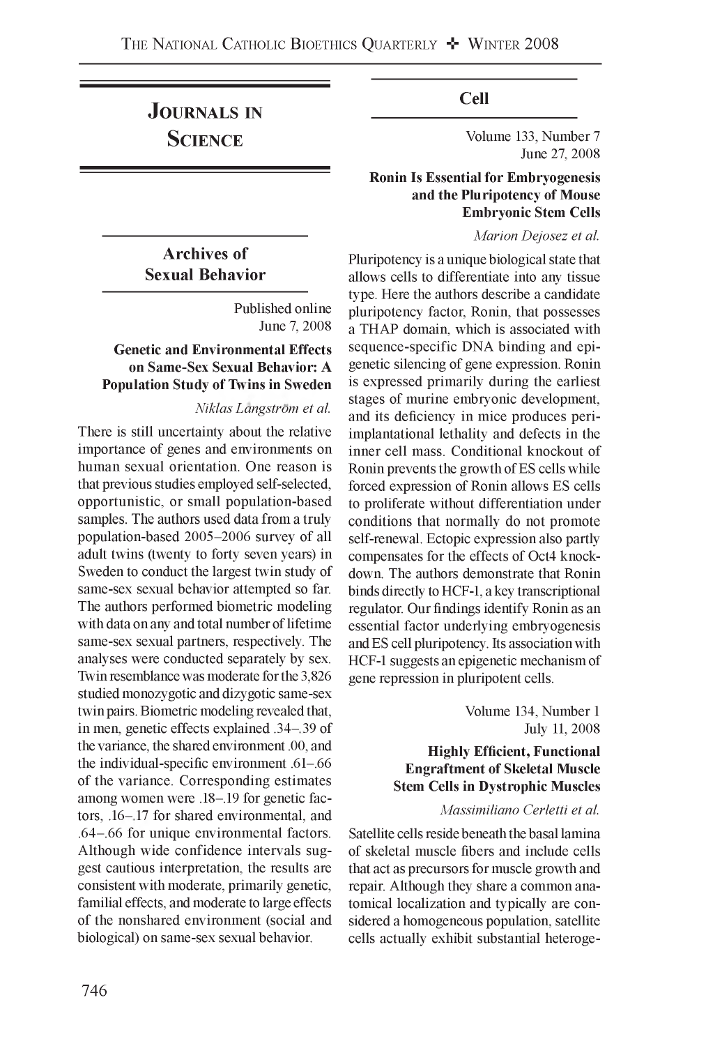# Journals in Science

## Archives of Sexual Behavior

Published online
June 7, 2008

### Genetic and Environmental Effects on Same-Sex Sexual Behavior: A Population Study of Twins in Sweden

*Niklas Långström et al.*

There is still uncertainty about the relative importance of genes and environments on human sexual orientation. One reason is that previous studies employed self-selected, opportunistic, or small population-based samples. The authors used data from a truly population-based 2005–2006 survey of all adult twins (twenty to forty seven years) in Sweden to conduct the largest twin study of same-sex sexual behavior attempted so far. The authors performed biometric modeling with data on any and total number of lifetime same-sex sexual partners, respectively. The analyses were conducted separately by sex. Twin resemblance was moderate for the 3,826 studied monozygotic and dizygotic same-sex twin pairs. Biometric modeling revealed that, in men, genetic effects explained .34–.39 of the variance, the shared environment .00, and the individual-specific environment .61–.66 of the variance. Corresponding estimates among women were .18–.19 for genetic factors, .16–.17 for shared environmental, and .64–.66 for unique environmental factors. Although wide confidence intervals suggest cautious interpretation, the results are consistent with moderate, primarily genetic, familial effects, and moderate to large effects of the nonshared environment (social and biological) on same-sex sexual behavior.

## Cell

Volume 133, Number 7
June 27, 2008

### Ronin Is Essential for Embryogenesis and the Pluripotency of Mouse Embryonic Stem Cells

*Marion Dejosez et al.*

Pluripotency is a unique biological state that allows cells to differentiate into any tissue type. Here the authors describe a candidate pluripotency factor, Ronin, that possesses a THAP domain, which is associated with sequence-specific DNA binding and epigenetic silencing of gene expression. Ronin is expressed primarily during the earliest stages of murine embryonic development, and its deficiency in mice produces peri-implantational lethality and defects in the inner cell mass. Conditional knockout of Ronin prevents the growth of ES cells while forced expression of Ronin allows ES cells to proliferate without differentiation under conditions that normally do not promote self-renewal. Ectopic expression also partly compensates for the effects of Oct4 knockdown. The authors demonstrate that Ronin binds directly to HCF-1, a key transcriptional regulator. Our findings identify Ronin as an essential factor underlying embryogenesis and ES cell pluripotency. Its association with HCF-1 suggests an epigenetic mechanism of gene repression in pluripotent cells.

Volume 134, Number 1
July 11, 2008

### Highly Efficient, Functional Engraftment of Skeletal Muscle Stem Cells in Dystrophic Muscles

*Massimiliano Cerletti et al.*

Satellite cells reside beneath the basal lamina of skeletal muscle fibers and include cells that act as precursors for muscle growth and repair. Although they share a common anatomical localization and typically are considered a homogeneous population, satellite cells actually exhibit substantial heteroge-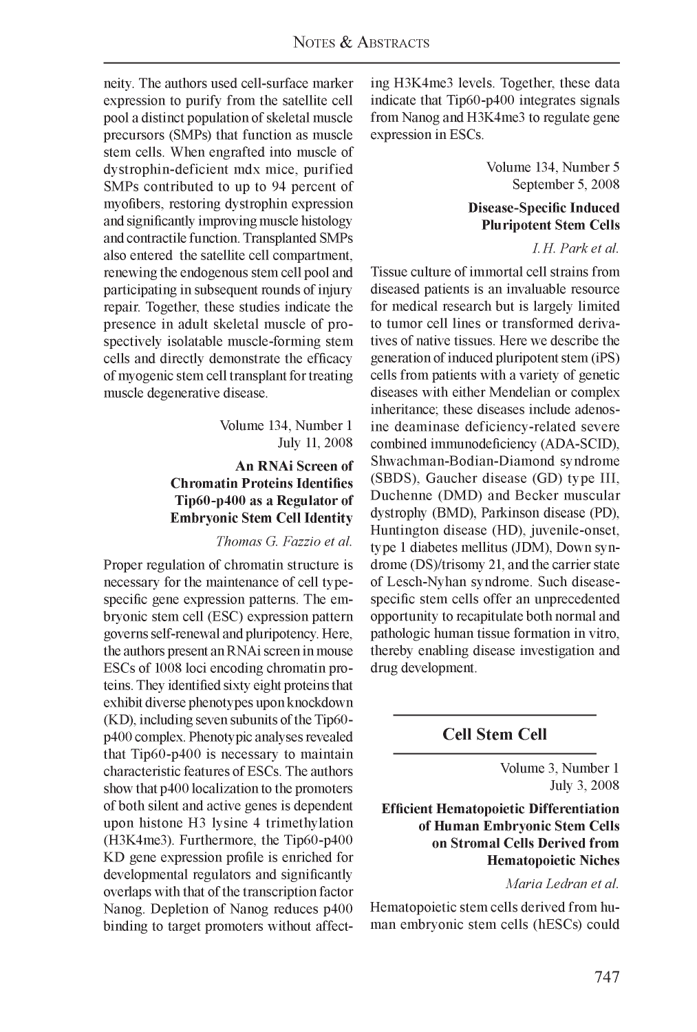neity. The authors used cell-surface marker expression to purify from the satellite cell pool a distinct population of skeletal muscle precursors (SMPs) that function as muscle stem cells. When engrafted into muscle of dystrophin-deficient mdx mice, purified SMPs contributed to up to 94 percent of myofibers, restoring dystrophin expression and significantly improving muscle histology and contractile function. Transplanted SMPs also entered the satellite cell compartment, renewing the endogenous stem cell pool and participating in subsequent rounds of injury repair. Together, these studies indicate the presence in adult skeletal muscle of prospectively isolatable muscle-forming stem cells and directly demonstrate the efficacy of myogenic stem cell transplant for treating muscle degenerative disease.

Volume 134, Number 1
July 11, 2008

**An RNAi Screen of Chromatin Proteins Identifies Tip60-p400 as a Regulator of Embryonic Stem Cell Identity**

*Thomas G. Fazzio et al.*

Proper regulation of chromatin structure is necessary for the maintenance of cell type-specific gene expression patterns. The embryonic stem cell (ESC) expression pattern governs self-renewal and pluripotency. Here, the authors present an RNAi screen in mouse ESCs of 1008 loci encoding chromatin proteins. They identified sixty eight proteins that exhibit diverse phenotypes upon knockdown (KD), including seven subunits of the Tip60-p400 complex. Phenotypic analyses revealed that Tip60-p400 is necessary to maintain characteristic features of ESCs. The authors show that p400 localization to the promoters of both silent and active genes is dependent upon histone H3 lysine 4 trimethylation (H3K4me3). Furthermore, the Tip60-p400 KD gene expression profile is enriched for developmental regulators and significantly overlaps with that of the transcription factor Nanog. Depletion of Nanog reduces p400 binding to target promoters without affecting H3K4me3 levels. Together, these data indicate that Tip60-p400 integrates signals from Nanog and H3K4me3 to regulate gene expression in ESCs.

Volume 134, Number 5
September 5, 2008

**Disease-Specific Induced Pluripotent Stem Cells**

*I. H. Park et al.*

Tissue culture of immortal cell strains from diseased patients is an invaluable resource for medical research but is largely limited to tumor cell lines or transformed derivatives of native tissues. Here we describe the generation of induced pluripotent stem (iPS) cells from patients with a variety of genetic diseases with either Mendelian or complex inheritance; these diseases include adenosine deaminase deficiency-related severe combined immunodeficiency (ADA-SCID), Shwachman-Bodian-Diamond syndrome (SBDS), Gaucher disease (GD) type III, Duchenne (DMD) and Becker muscular dystrophy (BMD), Parkinson disease (PD), Huntington disease (HD), juvenile-onset, type 1 diabetes mellitus (JDM), Down syndrome (DS)/trisomy 21, and the carrier state of Lesch-Nyhan syndrome. Such disease-specific stem cells offer an unprecedented opportunity to recapitulate both normal and pathologic human tissue formation in vitro, thereby enabling disease investigation and drug development.

## Cell Stem Cell

Volume 3, Number 1
July 3, 2008

**Efficient Hematopoietic Differentiation of Human Embryonic Stem Cells on Stromal Cells Derived from Hematopoietic Niches**

*Maria Ledran et al.*

Hematopoietic stem cells derived from human embryonic stem cells (hESCs) could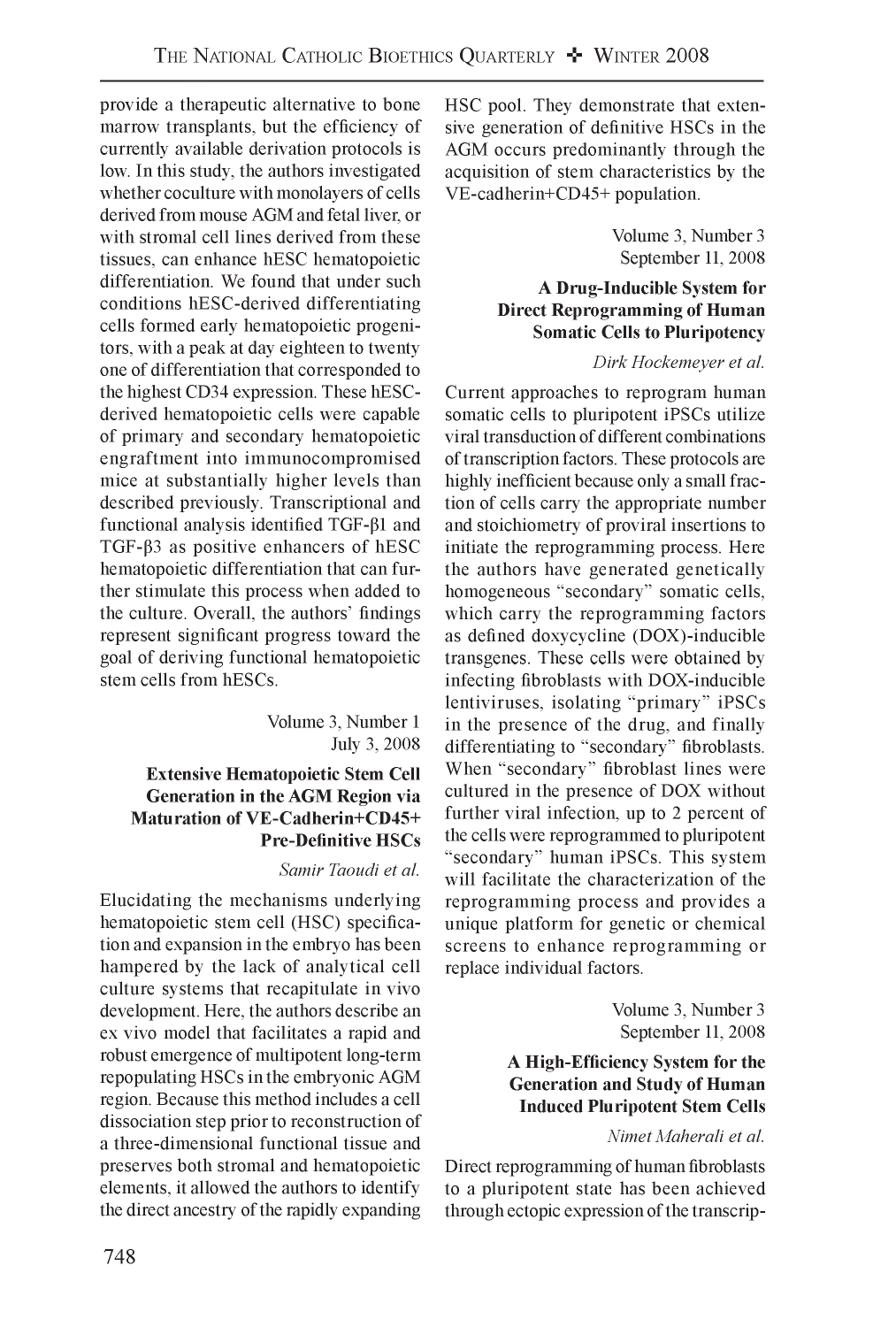provide a therapeutic alternative to bone marrow transplants, but the efficiency of currently available derivation protocols is low. In this study, the authors investigated whether coculture with monolayers of cells derived from mouse AGM and fetal liver, or with stromal cell lines derived from these tissues, can enhance hESC hematopoietic differentiation. We found that under such conditions hESC-derived differentiating cells formed early hematopoietic progenitors, with a peak at day eighteen to twenty one of differentiation that corresponded to the highest CD34 expression. These hESC-derived hematopoietic cells were capable of primary and secondary hematopoietic engraftment into immunocompromised mice at substantially higher levels than described previously. Transcriptional and functional analysis identified TGF-β1 and TGF-β3 as positive enhancers of hESC hematopoietic differentiation that can further stimulate this process when added to the culture. Overall, the authors' findings represent significant progress toward the goal of deriving functional hematopoietic stem cells from hESCs.

Volume 3, Number 1
July 3, 2008

**Extensive Hematopoietic Stem Cell Generation in the AGM Region via Maturation of VE-Cadherin+CD45+ Pre-Definitive HSCs**

*Samir Taoudi et al.*

Elucidating the mechanisms underlying hematopoietic stem cell (HSC) specification and expansion in the embryo has been hampered by the lack of analytical cell culture systems that recapitulate in vivo development. Here, the authors describe an ex vivo model that facilitates a rapid and robust emergence of multipotent long-term repopulating HSCs in the embryonic AGM region. Because this method includes a cell dissociation step prior to reconstruction of a three-dimensional functional tissue and preserves both stromal and hematopoietic elements, it allowed the authors to identify the direct ancestry of the rapidly expanding HSC pool. They demonstrate that extensive generation of definitive HSCs in the AGM occurs predominantly through the acquisition of stem characteristics by the VE-cadherin+CD45+ population.

Volume 3, Number 3
September 11, 2008

**A Drug-Inducible System for Direct Reprogramming of Human Somatic Cells to Pluripotency**

*Dirk Hockemeyer et al.*

Current approaches to reprogram human somatic cells to pluripotent iPSCs utilize viral transduction of different combinations of transcription factors. These protocols are highly inefficient because only a small fraction of cells carry the appropriate number and stoichiometry of proviral insertions to initiate the reprogramming process. Here the authors have generated genetically homogeneous "secondary" somatic cells, which carry the reprogramming factors as defined doxycycline (DOX)-inducible transgenes. These cells were obtained by infecting fibroblasts with DOX-inducible lentiviruses, isolating "primary" iPSCs in the presence of the drug, and finally differentiating to "secondary" fibroblasts. When "secondary" fibroblast lines were cultured in the presence of DOX without further viral infection, up to 2 percent of the cells were reprogrammed to pluripotent "secondary" human iPSCs. This system will facilitate the characterization of the reprogramming process and provides a unique platform for genetic or chemical screens to enhance reprogramming or replace individual factors.

Volume 3, Number 3
September 11, 2008

**A High-Efficiency System for the Generation and Study of Human Induced Pluripotent Stem Cells**

*Nimet Maherali et al.*

Direct reprogramming of human fibroblasts to a pluripotent state has been achieved through ectopic expression of the transcrip-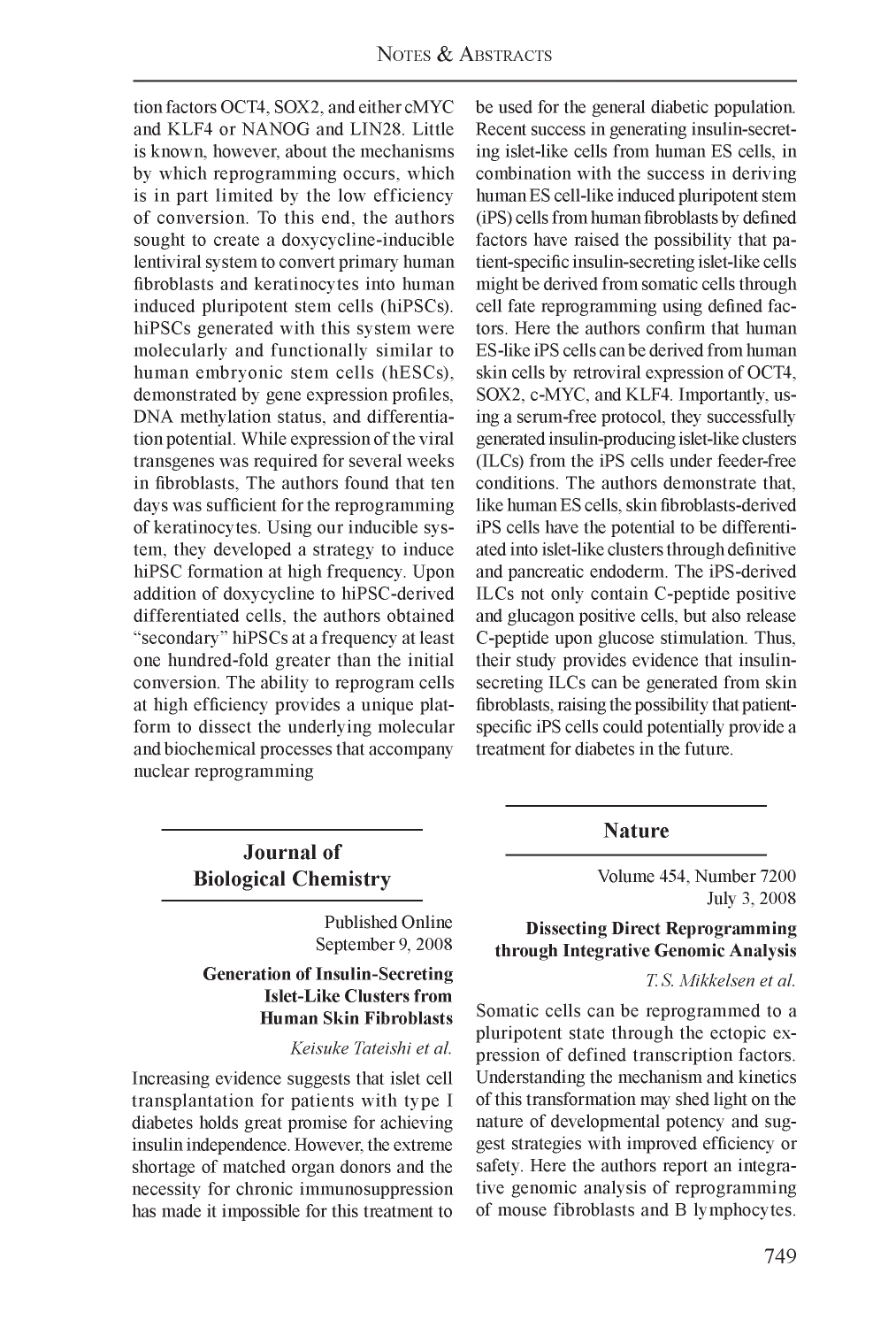tion factors OCT4, SOX2, and either cMYC and KLF4 or NANOG and LIN28. Little is known, however, about the mechanisms by which reprogramming occurs, which is in part limited by the low efficiency of conversion. To this end, the authors sought to create a doxycycline-inducible lentiviral system to convert primary human fibroblasts and keratinocytes into human induced pluripotent stem cells (hiPSCs). hiPSCs generated with this system were molecularly and functionally similar to human embryonic stem cells (hESCs), demonstrated by gene expression profiles, DNA methylation status, and differentiation potential. While expression of the viral transgenes was required for several weeks in fibroblasts, The authors found that ten days was sufficient for the reprogramming of keratinocytes. Using our inducible system, they developed a strategy to induce hiPSC formation at high frequency. Upon addition of doxycycline to hiPSC-derived differentiated cells, the authors obtained "secondary" hiPSCs at a frequency at least one hundred-fold greater than the initial conversion. The ability to reprogram cells at high efficiency provides a unique platform to dissect the underlying molecular and biochemical processes that accompany nuclear reprogramming

## Journal of Biological Chemistry

Published Online
September 9, 2008

### Generation of Insulin-Secreting Islet-Like Clusters from Human Skin Fibroblasts

*Keisuke Tateishi et al.*

Increasing evidence suggests that islet cell transplantation for patients with type I diabetes holds great promise for achieving insulin independence. However, the extreme shortage of matched organ donors and the necessity for chronic immunosuppression has made it impossible for this treatment to be used for the general diabetic population. Recent success in generating insulin-secreting islet-like cells from human ES cells, in combination with the success in deriving human ES cell-like induced pluripotent stem (iPS) cells from human fibroblasts by defined factors have raised the possibility that patient-specific insulin-secreting islet-like cells might be derived from somatic cells through cell fate reprogramming using defined factors. Here the authors confirm that human ES-like iPS cells can be derived from human skin cells by retroviral expression of OCT4, SOX2, c-MYC, and KLF4. Importantly, using a serum-free protocol, they successfully generated insulin-producing islet-like clusters (ILCs) from the iPS cells under feeder-free conditions. The authors demonstrate that, like human ES cells, skin fibroblasts-derived iPS cells have the potential to be differentiated into islet-like clusters through definitive and pancreatic endoderm. The iPS-derived ILCs not only contain C-peptide positive and glucagon positive cells, but also release C-peptide upon glucose stimulation. Thus, their study provides evidence that insulin-secreting ILCs can be generated from skin fibroblasts, raising the possibility that patient-specific iPS cells could potentially provide a treatment for diabetes in the future.

## Nature

Volume 454, Number 7200
July 3, 2008

### Dissecting Direct Reprogramming through Integrative Genomic Analysis

*T.S. Mikkelsen et al.*

Somatic cells can be reprogrammed to a pluripotent state through the ectopic expression of defined transcription factors. Understanding the mechanism and kinetics of this transformation may shed light on the nature of developmental potency and suggest strategies with improved efficiency or safety. Here the authors report an integrative genomic analysis of reprogramming of mouse fibroblasts and B lymphocytes.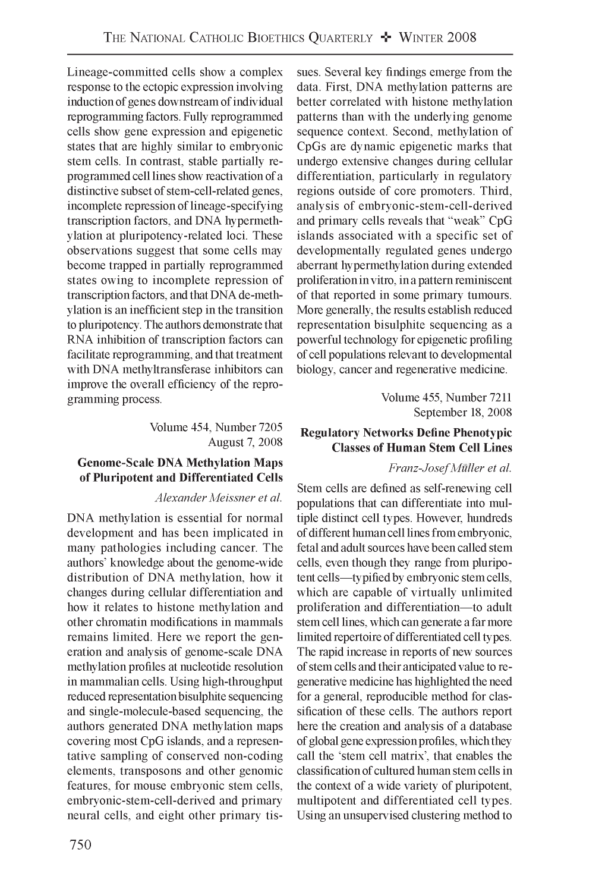Lineage-committed cells show a complex response to the ectopic expression involving induction of genes downstream of individual reprogramming factors. Fully reprogrammed cells show gene expression and epigenetic states that are highly similar to embryonic stem cells. In contrast, stable partially reprogrammed cell lines show reactivation of a distinctive subset of stem-cell-related genes, incomplete repression of lineage-specifying transcription factors, and DNA hypermethylation at pluripotency-related loci. These observations suggest that some cells may become trapped in partially reprogrammed states owing to incomplete repression of transcription factors, and that DNA de-methylation is an inefficient step in the transition to pluripotency. The authors demonstrate that RNA inhibition of transcription factors can facilitate reprogramming, and that treatment with DNA methyltransferase inhibitors can improve the overall efficiency of the reprogramming process.

Volume 454, Number 7205
August 7, 2008

**Genome-Scale DNA Methylation Maps of Pluripotent and Differentiated Cells**

*Alexander Meissner et al.*

DNA methylation is essential for normal development and has been implicated in many pathologies including cancer. The authors' knowledge about the genome-wide distribution of DNA methylation, how it changes during cellular differentiation and how it relates to histone methylation and other chromatin modifications in mammals remains limited. Here we report the generation and analysis of genome-scale DNA methylation profiles at nucleotide resolution in mammalian cells. Using high-throughput reduced representation bisulphite sequencing and single-molecule-based sequencing, the authors generated DNA methylation maps covering most CpG islands, and a representative sampling of conserved non-coding elements, transposons and other genomic features, for mouse embryonic stem cells, embryonic-stem-cell-derived and primary neural cells, and eight other primary tissues. Several key findings emerge from the data. First, DNA methylation patterns are better correlated with histone methylation patterns than with the underlying genome sequence context. Second, methylation of CpGs are dynamic epigenetic marks that undergo extensive changes during cellular differentiation, particularly in regulatory regions outside of core promoters. Third, analysis of embryonic-stem-cell-derived and primary cells reveals that "weak" CpG islands associated with a specific set of developmentally regulated genes undergo aberrant hypermethylation during extended proliferation in vitro, in a pattern reminiscent of that reported in some primary tumours. More generally, the results establish reduced representation bisulphite sequencing as a powerful technology for epigenetic profiling of cell populations relevant to developmental biology, cancer and regenerative medicine.

Volume 455, Number 7211
September 18, 2008

**Regulatory Networks Define Phenotypic Classes of Human Stem Cell Lines**

*Franz-Josef Müller et al.*

Stem cells are defined as self-renewing cell populations that can differentiate into multiple distinct cell types. However, hundreds of different human cell lines from embryonic, fetal and adult sources have been called stem cells, even though they range from pluripotent cells—typified by embryonic stem cells, which are capable of virtually unlimited proliferation and differentiation—to adult stem cell lines, which can generate a far more limited repertoire of differentiated cell types. The rapid increase in reports of new sources of stem cells and their anticipated value to regenerative medicine has highlighted the need for a general, reproducible method for classification of these cells. The authors report here the creation and analysis of a database of global gene expression profiles, which they call the 'stem cell matrix', that enables the classification of cultured human stem cells in the context of a wide variety of pluripotent, multipotent and differentiated cell types. Using an unsupervised clustering method to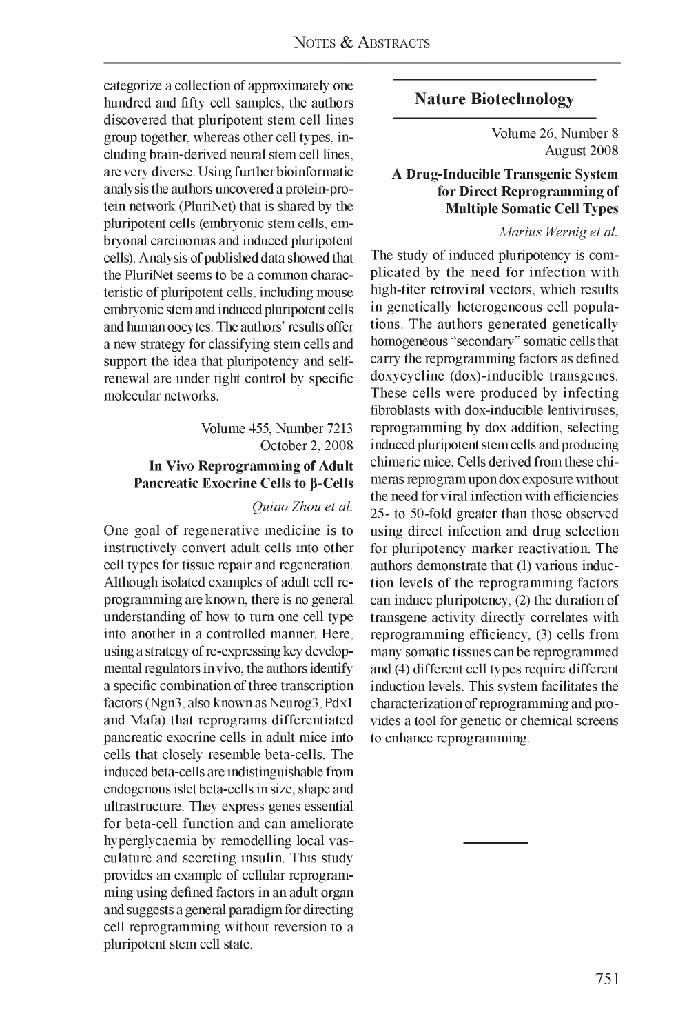categorize a collection of approximately one hundred and fifty cell samples, the authors discovered that pluripotent stem cell lines group together, whereas other cell types, including brain-derived neural stem cell lines, are very diverse. Using further bioinformatic analysis the authors uncovered a protein-protein network (PluriNet) that is shared by the pluripotent cells (embryonic stem cells, embryonal carcinomas and induced pluripotent cells). Analysis of published data showed that the PluriNet seems to be a common characteristic of pluripotent cells, including mouse embryonic stem and induced pluripotent cells and human oocytes. The authors' results offer a new strategy for classifying stem cells and support the idea that pluripotency and self-renewal are under tight control by specific molecular networks.

Volume 455, Number 7213
October 2, 2008

### In Vivo Reprogramming of Adult Pancreatic Exocrine Cells to β-Cells

*Quiao Zhou et al.*

One goal of regenerative medicine is to instructively convert adult cells into other cell types for tissue repair and regeneration. Although isolated examples of adult cell reprogramming are known, there is no general understanding of how to turn one cell type into another in a controlled manner. Here, using a strategy of re-expressing key developmental regulators in vivo, the authors identify a specific combination of three transcription factors (Ngn3, also known as Neurog3, Pdx1 and Mafa) that reprograms differentiated pancreatic exocrine cells in adult mice into cells that closely resemble beta-cells. The induced beta-cells are indistinguishable from endogenous islet beta-cells in size, shape and ultrastructure. They express genes essential for beta-cell function and can ameliorate hyperglycaemia by remodelling local vasculature and secreting insulin. This study provides an example of cellular reprogramming using defined factors in an adult organ and suggests a general paradigm for directing cell reprogramming without reversion to a pluripotent stem cell state.

## Nature Biotechnology

Volume 26, Number 8
August 2008

### A Drug-Inducible Transgenic System for Direct Reprogramming of Multiple Somatic Cell Types

*Marius Wernig et al.*

The study of induced pluripotency is complicated by the need for infection with high-titer retroviral vectors, which results in genetically heterogeneous cell populations. The authors generated genetically homogeneous "secondary" somatic cells that carry the reprogramming factors as defined doxycycline (dox)-inducible transgenes. These cells were produced by infecting fibroblasts with dox-inducible lentiviruses, reprogramming by dox addition, selecting induced pluripotent stem cells and producing chimeric mice. Cells derived from these chimeras reprogram upon dox exposure without the need for viral infection with efficiencies 25- to 50-fold greater than those observed using direct infection and drug selection for pluripotency marker reactivation. The authors demonstrate that (1) various induction levels of the reprogramming factors can induce pluripotency, (2) the duration of transgene activity directly correlates with reprogramming efficiency, (3) cells from many somatic tissues can be reprogrammed and (4) different cell types require different induction levels. This system facilitates the characterization of reprogramming and provides a tool for genetic or chemical screens to enhance reprogramming.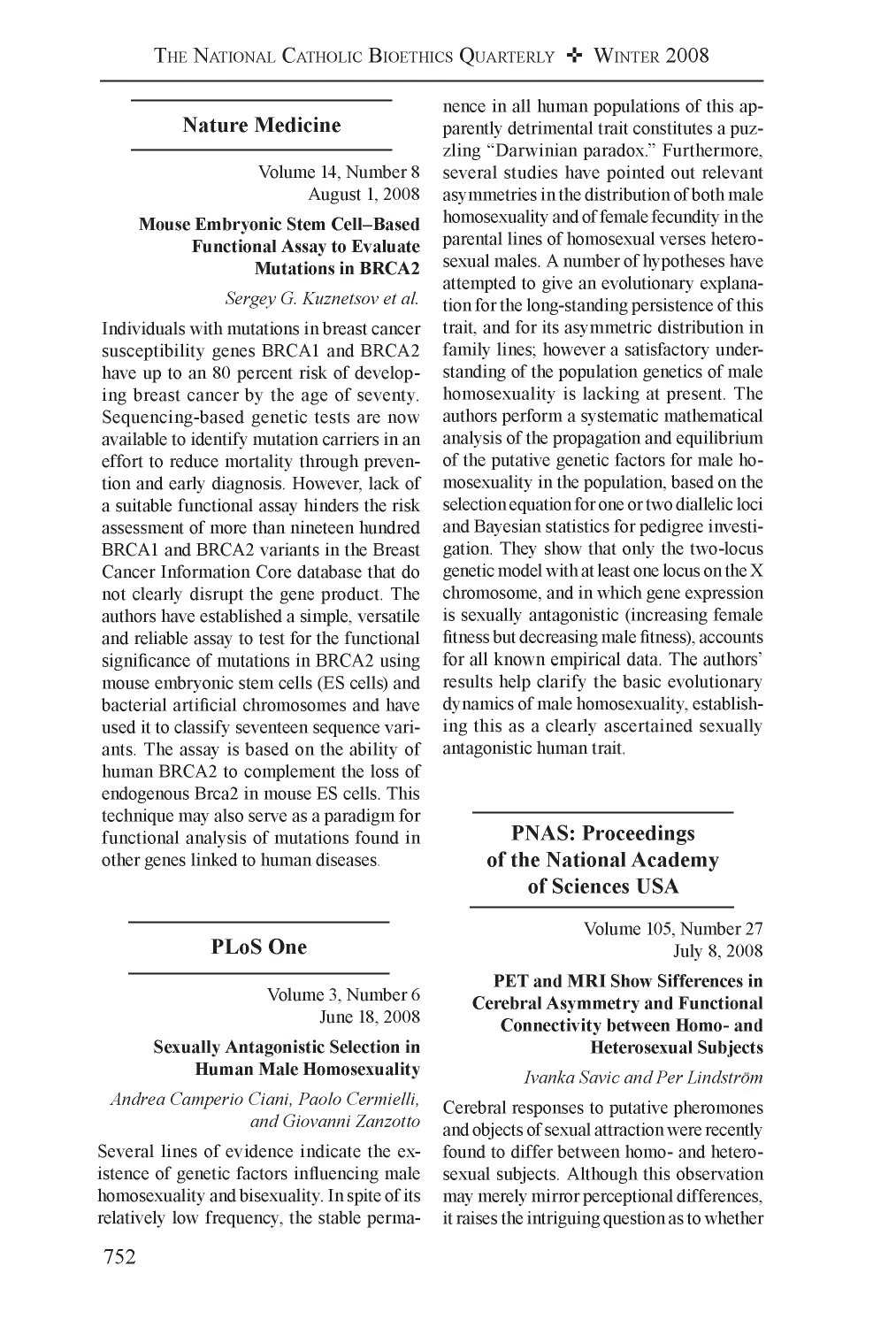## Nature Medicine

Volume 14, Number 8
August 1, 2008

### Mouse Embryonic Stem Cell–Based Functional Assay to Evaluate Mutations in BRCA2

*Sergey G. Kuznetsov et al.*

Individuals with mutations in breast cancer susceptibility genes BRCA1 and BRCA2 have up to an 80 percent risk of developing breast cancer by the age of seventy. Sequencing-based genetic tests are now available to identify mutation carriers in an effort to reduce mortality through prevention and early diagnosis. However, lack of a suitable functional assay hinders the risk assessment of more than nineteen hundred BRCA1 and BRCA2 variants in the Breast Cancer Information Core database that do not clearly disrupt the gene product. The authors have established a simple, versatile and reliable assay to test for the functional significance of mutations in BRCA2 using mouse embryonic stem cells (ES cells) and bacterial artificial chromosomes and have used it to classify seventeen sequence variants. The assay is based on the ability of human BRCA2 to complement the loss of endogenous Brca2 in mouse ES cells. This technique may also serve as a paradigm for functional analysis of mutations found in other genes linked to human diseases.

## PLoS One

Volume 3, Number 6
June 18, 2008

### Sexually Antagonistic Selection in Human Male Homosexuality

*Andrea Camperio Ciani, Paolo Cermielli, and Giovanni Zanzotto*

Several lines of evidence indicate the existence of genetic factors influencing male homosexuality and bisexuality. In spite of its relatively low frequency, the stable permanence in all human populations of this apparently detrimental trait constitutes a puzzling "Darwinian paradox." Furthermore, several studies have pointed out relevant asymmetries in the distribution of both male homosexuality and of female fecundity in the parental lines of homosexual verses heterosexual males. A number of hypotheses have attempted to give an evolutionary explanation for the long-standing persistence of this trait, and for its asymmetric distribution in family lines; however a satisfactory understanding of the population genetics of male homosexuality is lacking at present. The authors perform a systematic mathematical analysis of the propagation and equilibrium of the putative genetic factors for male homosexuality in the population, based on the selection equation for one or two diallelic loci and Bayesian statistics for pedigree investigation. They show that only the two-locus genetic model with at least one locus on the X chromosome, and in which gene expression is sexually antagonistic (increasing female fitness but decreasing male fitness), accounts for all known empirical data. The authors' results help clarify the basic evolutionary dynamics of male homosexuality, establishing this as a clearly ascertained sexually antagonistic human trait.

## PNAS: Proceedings of the National Academy of Sciences USA

Volume 105, Number 27
July 8, 2008

### PET and MRI Show Sifferences in Cerebral Asymmetry and Functional Connectivity between Homo- and Heterosexual Subjects

*Ivanka Savic and Per Lindström*

Cerebral responses to putative pheromones and objects of sexual attraction were recently found to differ between homo- and heterosexual subjects. Although this observation may merely mirror perceptional differences, it raises the intriguing question as to whether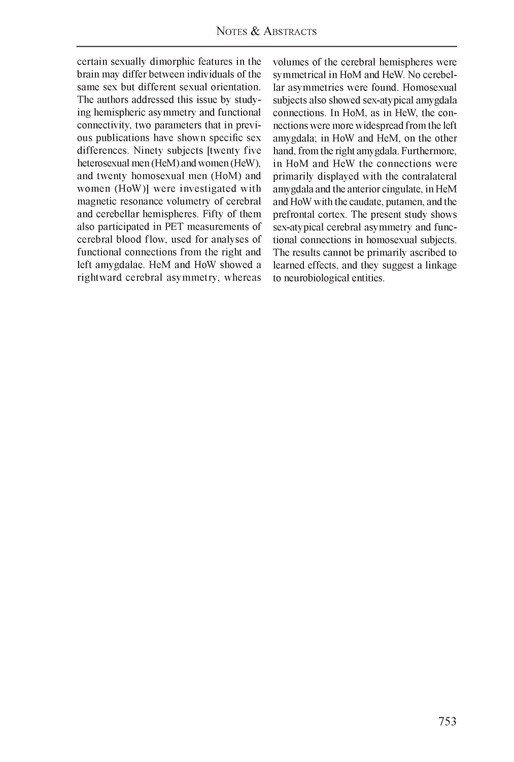certain sexually dimorphic features in the brain may differ between individuals of the same sex but different sexual orientation. The authors addressed this issue by studying hemispheric asymmetry and functional connectivity, two parameters that in previous publications have shown specific sex differences. Ninety subjects [twenty five heterosexual men (HeM) and women (HeW), and twenty homosexual men (HoM) and women (HoW)] were investigated with magnetic resonance volumetry of cerebral and cerebellar hemispheres. Fifty of them also participated in PET measurements of cerebral blood flow, used for analyses of functional connections from the right and left amygdalae. HeM and HoW showed a rightward cerebral asymmetry, whereas volumes of the cerebral hemispheres were symmetrical in HoM and HeW. No cerebellar asymmetries were found. Homosexual subjects also showed sex-atypical amygdala connections. In HoM, as in HeW, the connections were more widespread from the left amygdala; in HoW and HeM, on the other hand, from the right amygdala. Furthermore, in HoM and HeW the connections were primarily displayed with the contralateral amygdala and the anterior cingulate, in HeM and HoW with the caudate, putamen, and the prefrontal cortex. The present study shows sex-atypical cerebral asymmetry and functional connections in homosexual subjects. The results cannot be primarily ascribed to learned effects, and they suggest a linkage to neurobiological entities.